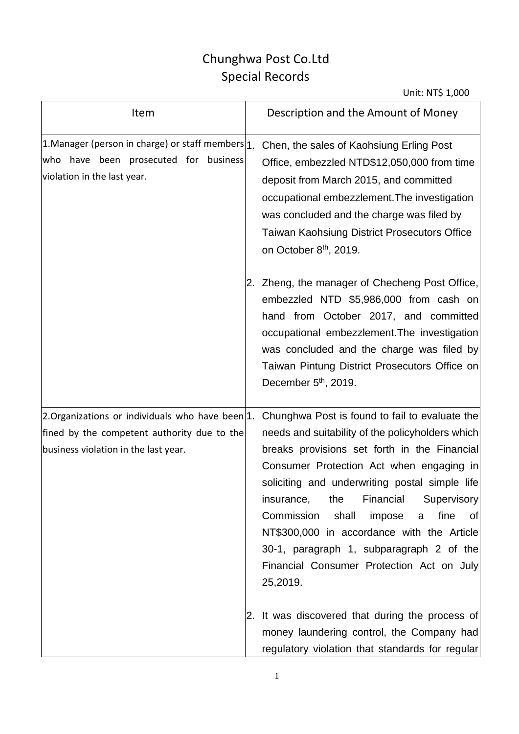# Chunghwa Post Co.Ltd
## Special Records

Unit: NT$ 1,000

| Item | Description and the Amount of Money |
|---|---|
| 1.Manager (person in charge) or staff members who have been prosecuted for business violation in the last year. | 1. Chen, the sales of Kaohsiung Erling Post Office, embezzled NTD$12,050,000 from time deposit from March 2015, and committed occupational embezzlement.The investigation was concluded and the charge was filed by Taiwan Kaohsiung District Prosecutors Office on October 8th, 2019.<br><br>2. Zheng, the manager of Checheng Post Office, embezzled NTD $5,986,000 from cash on hand from October 2017, and committed occupational embezzlement.The investigation was concluded and the charge was filed by Taiwan Pintung District Prosecutors Office on December 5th, 2019. |
| 2.Organizations or individuals who have been fined by the competent authority due to the business violation in the last year. | 1. Chunghwa Post is found to fail to evaluate the needs and suitability of the policyholders which breaks provisions set forth in the Financial Consumer Protection Act when engaging in soliciting and underwriting postal simple life insurance, the Financial Supervisory Commission shall impose a fine of NT$300,000 in accordance with the Article 30-1, paragraph 1, subparagraph 2 of the Financial Consumer Protection Act on July 25,2019.<br><br>2. It was discovered that during the process of money laundering control, the Company had regulatory violation that standards for regular |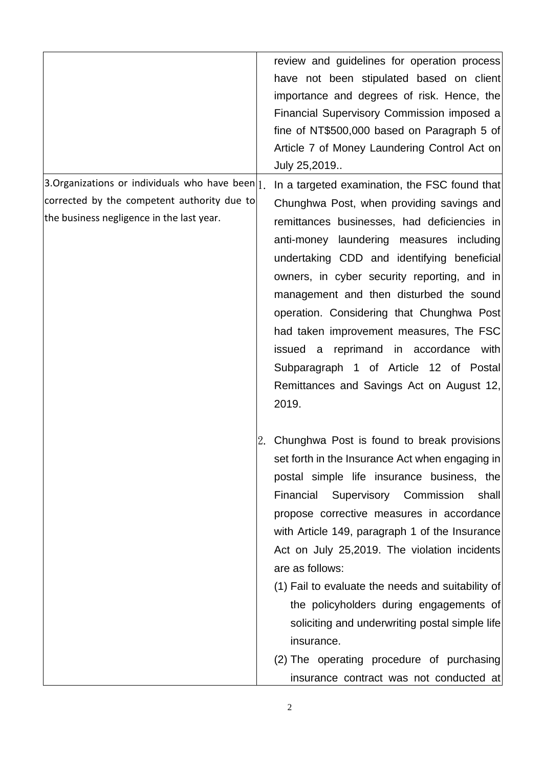| | |
|---|---|
| | review and guidelines for operation process have not been stipulated based on client importance and degrees of risk. Hence, the Financial Supervisory Commission imposed a fine of NT$500,000 based on Paragraph 5 of Article 7 of Money Laundering Control Act on July 25,2019.. |
| 3.Organizations or individuals who have been corrected by the competent authority due to the business negligence in the last year. | 1. In a targeted examination, the FSC found that Chunghwa Post, when providing savings and remittances businesses, had deficiencies in anti-money laundering measures including undertaking CDD and identifying beneficial owners, in cyber security reporting, and in management and then disturbed the sound operation. Considering that Chunghwa Post had taken improvement measures, The FSC issued a reprimand in accordance with Subparagraph 1 of Article 12 of Postal Remittances and Savings Act on August 12, 2019.<br><br>2. Chunghwa Post is found to break provisions set forth in the Insurance Act when engaging in postal simple life insurance business, the Financial Supervisory Commission shall propose corrective measures in accordance with Article 149, paragraph 1 of the Insurance Act on July 25,2019. The violation incidents are as follows:<br>(1) Fail to evaluate the needs and suitability of the policyholders during engagements of soliciting and underwriting postal simple life insurance.<br>(2) The operating procedure of purchasing insurance contract was not conducted at |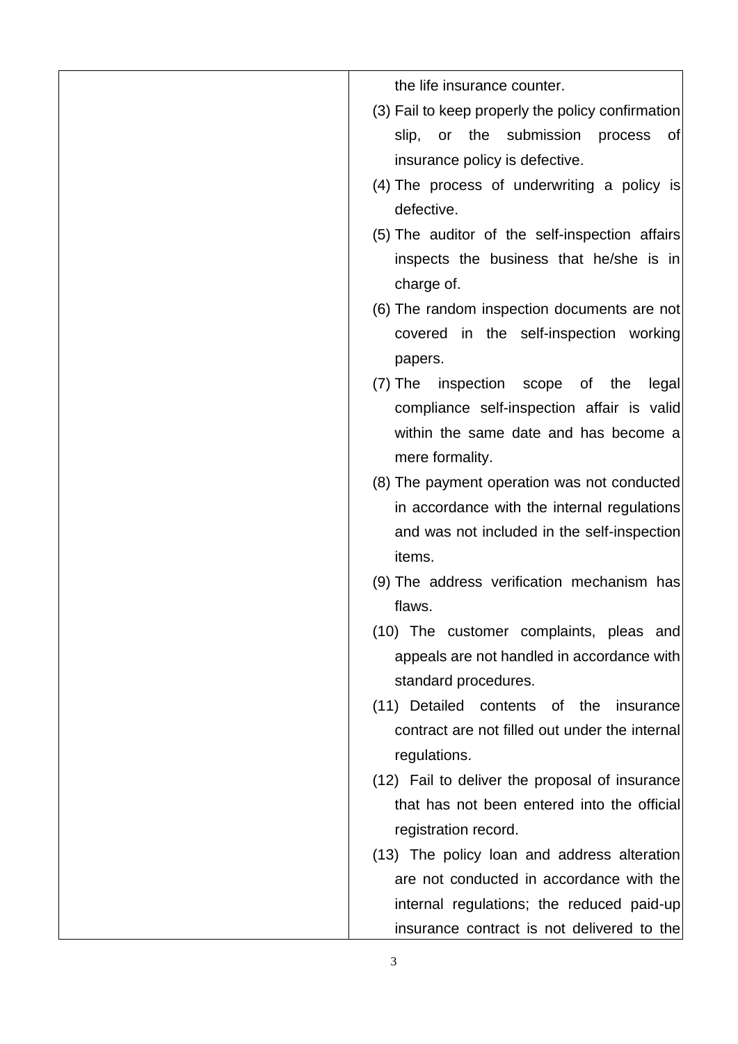|  |  |
|---|---|
|  | the life insurance counter.<br>(3) Fail to keep properly the policy confirmation slip, or the submission process of insurance policy is defective.<br>(4) The process of underwriting a policy is defective.<br>(5) The auditor of the self-inspection affairs inspects the business that he/she is in charge of.<br>(6) The random inspection documents are not covered in the self-inspection working papers.<br>(7) The inspection scope of the legal compliance self-inspection affair is valid within the same date and has become a mere formality.<br>(8) The payment operation was not conducted in accordance with the internal regulations and was not included in the self-inspection items.<br>(9) The address verification mechanism has flaws.<br>(10) The customer complaints, pleas and appeals are not handled in accordance with standard procedures.<br>(11) Detailed contents of the insurance contract are not filled out under the internal regulations.<br>(12) Fail to deliver the proposal of insurance that has not been entered into the official registration record.<br>(13) The policy loan and address alteration are not conducted in accordance with the internal regulations; the reduced paid-up insurance contract is not delivered to the |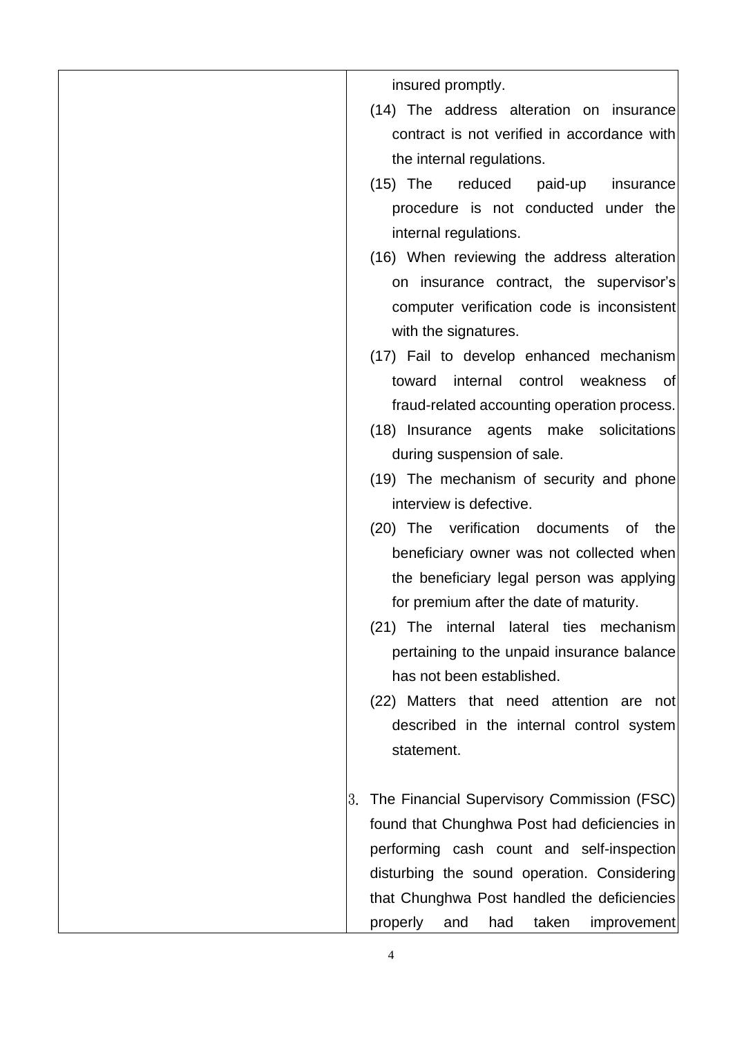| | |
|---|---|
| | insured promptly.<br>(14) The address alteration on insurance contract is not verified in accordance with the internal regulations.<br>(15) The reduced paid-up insurance procedure is not conducted under the internal regulations.<br>(16) When reviewing the address alteration on insurance contract, the supervisor's computer verification code is inconsistent with the signatures.<br>(17) Fail to develop enhanced mechanism toward internal control weakness of fraud-related accounting operation process.<br>(18) Insurance agents make solicitations during suspension of sale.<br>(19) The mechanism of security and phone interview is defective.<br>(20) The verification documents of the beneficiary owner was not collected when the beneficiary legal person was applying for premium after the date of maturity.<br>(21) The internal lateral ties mechanism pertaining to the unpaid insurance balance has not been established.<br>(22) Matters that need attention are not described in the internal control system statement.<br><br>3. The Financial Supervisory Commission (FSC) found that Chunghwa Post had deficiencies in performing cash count and self-inspection disturbing the sound operation. Considering that Chunghwa Post handled the deficiencies properly and had taken improvement |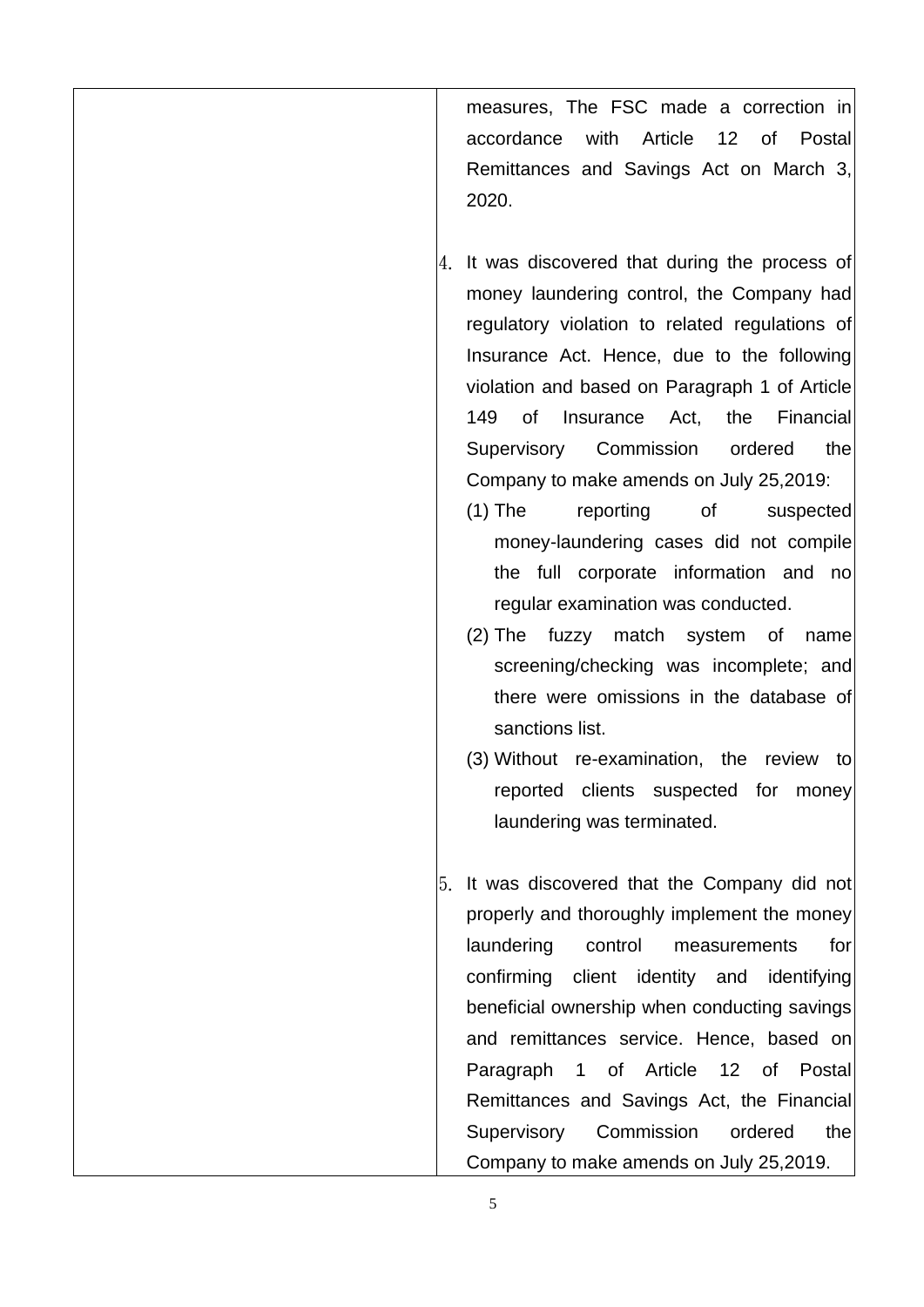| | measures, The FSC made a correction in accordance with Article 12 of Postal Remittances and Savings Act on March 3, 2020.<br><br>4. It was discovered that during the process of money laundering control, the Company had regulatory violation to related regulations of Insurance Act. Hence, due to the following violation and based on Paragraph 1 of Article 149 of Insurance Act, the Financial Supervisory Commission ordered the Company to make amends on July 25,2019:<br>(1) The reporting of suspected money-laundering cases did not compile the full corporate information and no regular examination was conducted.<br>(2) The fuzzy match system of name screening/checking was incomplete; and there were omissions in the database of sanctions list.<br>(3) Without re-examination, the review to reported clients suspected for money laundering was terminated.<br><br>5. It was discovered that the Company did not properly and thoroughly implement the money laundering control measurements for confirming client identity and identifying beneficial ownership when conducting savings and remittances service. Hence, based on Paragraph 1 of Article 12 of Postal Remittances and Savings Act, the Financial Supervisory Commission ordered the Company to make amends on July 25,2019. |
|---|---|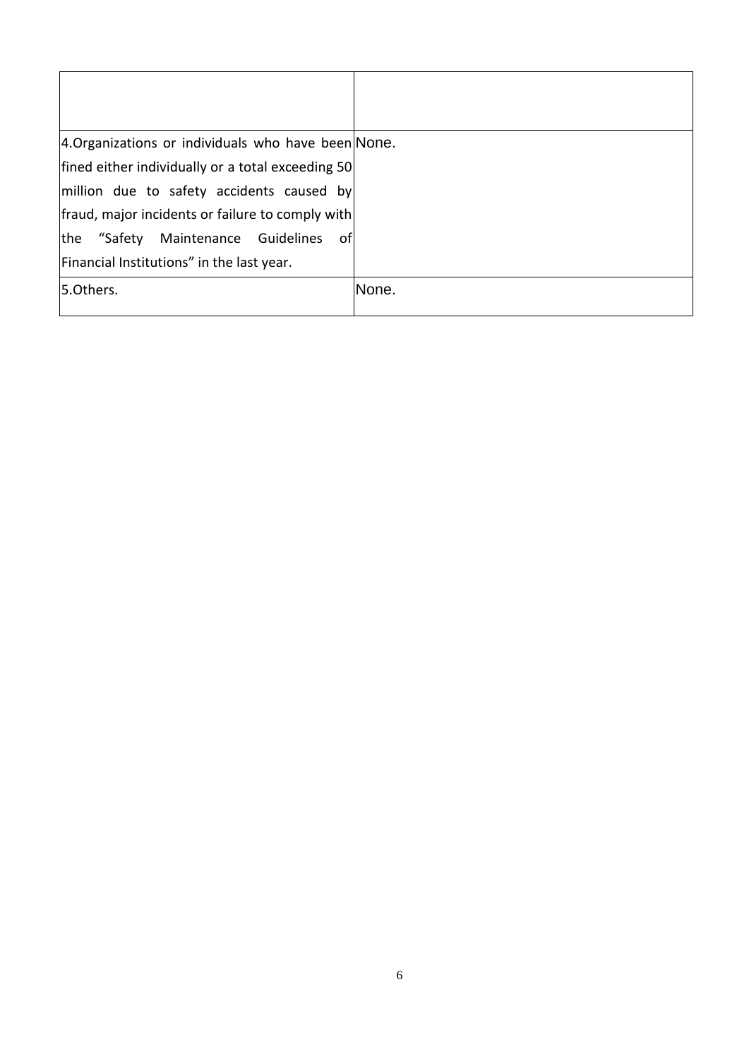| | |
|---|---|
| 4.Organizations or individuals who have been fined either individually or a total exceeding 50 million due to safety accidents caused by fraud, major incidents or failure to comply with the "Safety Maintenance Guidelines of Financial Institutions" in the last year. | None. |
| 5.Others. | None. |